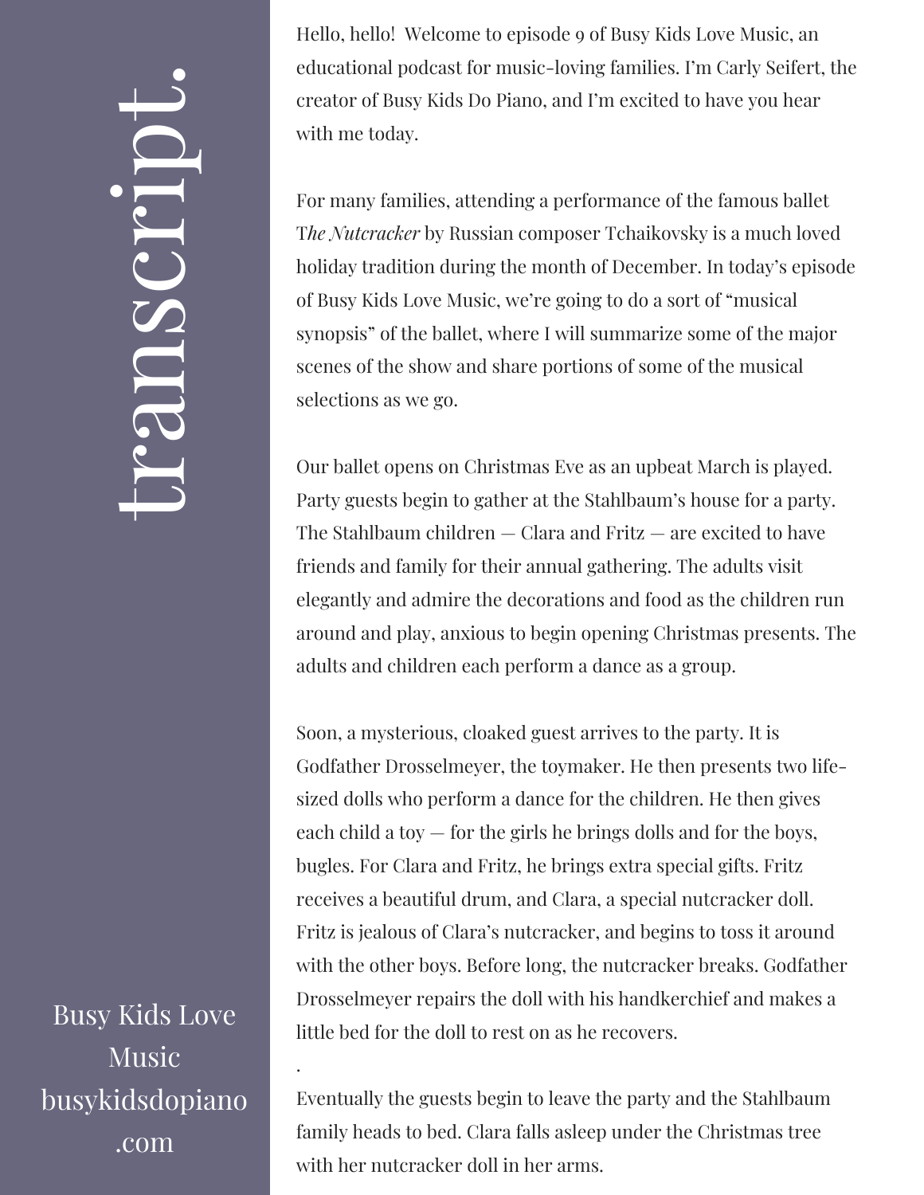# transcript.

Busy Kids Love Music
busykidsdopiano.com

Hello, hello! Welcome to episode 9 of Busy Kids Love Music, an educational podcast for music-loving families. I'm Carly Seifert, the creator of Busy Kids Do Piano, and I'm excited to have you hear with me today.

For many families, attending a performance of the famous ballet T*he Nutcracker* by Russian composer Tchaikovsky is a much loved holiday tradition during the month of December. In today's episode of Busy Kids Love Music, we're going to do a sort of "musical synopsis" of the ballet, where I will summarize some of the major scenes of the show and share portions of some of the musical selections as we go.

Our ballet opens on Christmas Eve as an upbeat March is played. Party guests begin to gather at the Stahlbaum's house for a party. The Stahlbaum children — Clara and Fritz — are excited to have friends and family for their annual gathering. The adults visit elegantly and admire the decorations and food as the children run around and play, anxious to begin opening Christmas presents. The adults and children each perform a dance as a group.

Soon, a mysterious, cloaked guest arrives to the party. It is Godfather Drosselmeyer, the toymaker. He then presents two life-sized dolls who perform a dance for the children. He then gives each child a toy — for the girls he brings dolls and for the boys, bugles. For Clara and Fritz, he brings extra special gifts. Fritz receives a beautiful drum, and Clara, a special nutcracker doll. Fritz is jealous of Clara's nutcracker, and begins to toss it around with the other boys. Before long, the nutcracker breaks. Godfather Drosselmeyer repairs the doll with his handkerchief and makes a little bed for the doll to rest on as he recovers.

.

Eventually the guests begin to leave the party and the Stahlbaum family heads to bed. Clara falls asleep under the Christmas tree with her nutcracker doll in her arms.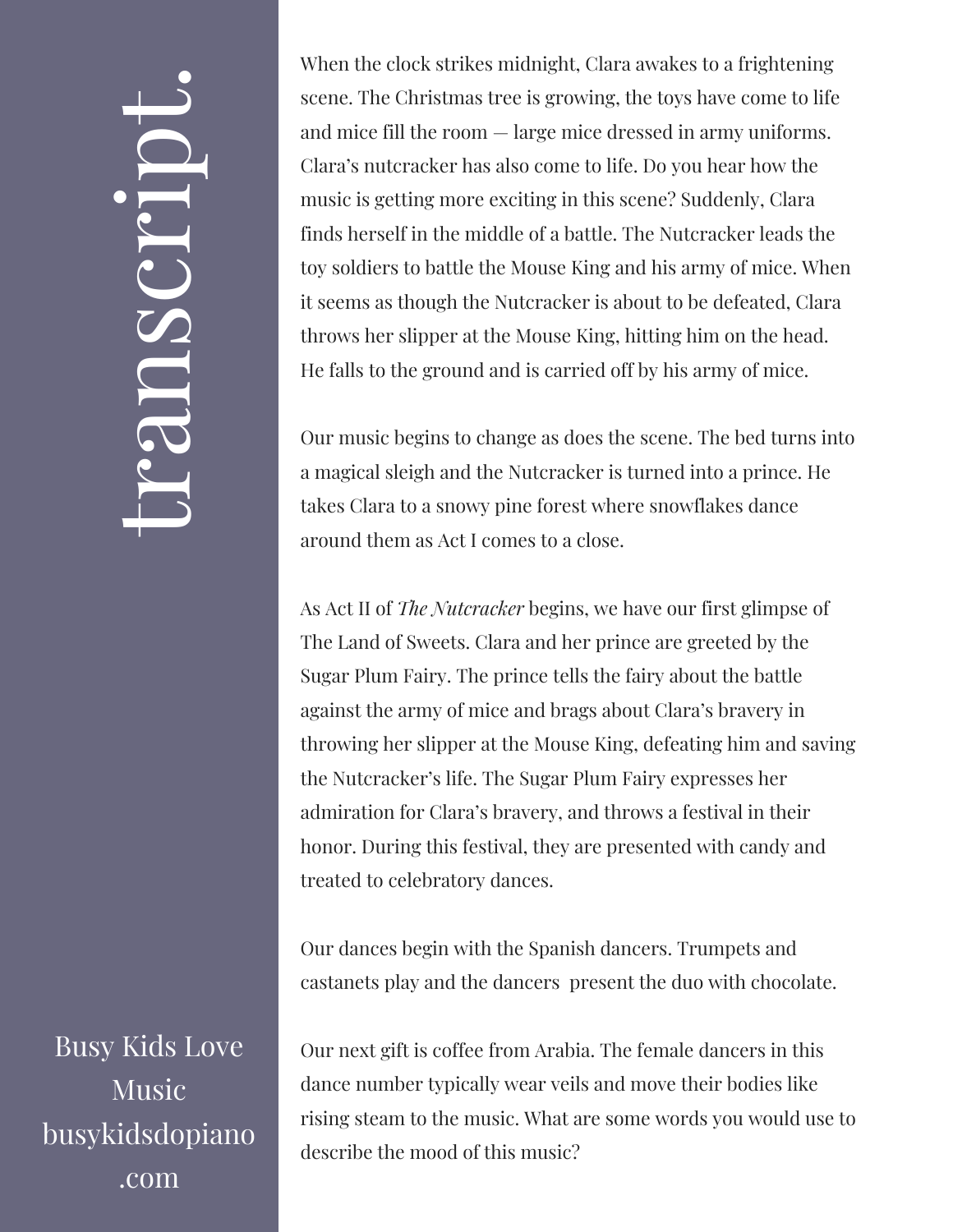# transcript.

When the clock strikes midnight, Clara awakes to a frightening scene. The Christmas tree is growing, the toys have come to life and mice fill the room — large mice dressed in army uniforms. Clara's nutcracker has also come to life. Do you hear how the music is getting more exciting in this scene? Suddenly, Clara finds herself in the middle of a battle. The Nutcracker leads the toy soldiers to battle the Mouse King and his army of mice. When it seems as though the Nutcracker is about to be defeated, Clara throws her slipper at the Mouse King, hitting him on the head. He falls to the ground and is carried off by his army of mice.

Our music begins to change as does the scene. The bed turns into a magical sleigh and the Nutcracker is turned into a prince. He takes Clara to a snowy pine forest where snowflakes dance around them as Act I comes to a close.

As Act II of *The Nutcracker* begins, we have our first glimpse of The Land of Sweets. Clara and her prince are greeted by the Sugar Plum Fairy. The prince tells the fairy about the battle against the army of mice and brags about Clara's bravery in throwing her slipper at the Mouse King, defeating him and saving the Nutcracker's life. The Sugar Plum Fairy expresses her admiration for Clara's bravery, and throws a festival in their honor. During this festival, they are presented with candy and treated to celebratory dances.

Our dances begin with the Spanish dancers. Trumpets and castanets play and the dancers present the duo with chocolate.

Our next gift is coffee from Arabia. The female dancers in this dance number typically wear veils and move their bodies like rising steam to the music. What are some words you would use to describe the mood of this music?

Busy Kids Love Music
busykidsdopiano.com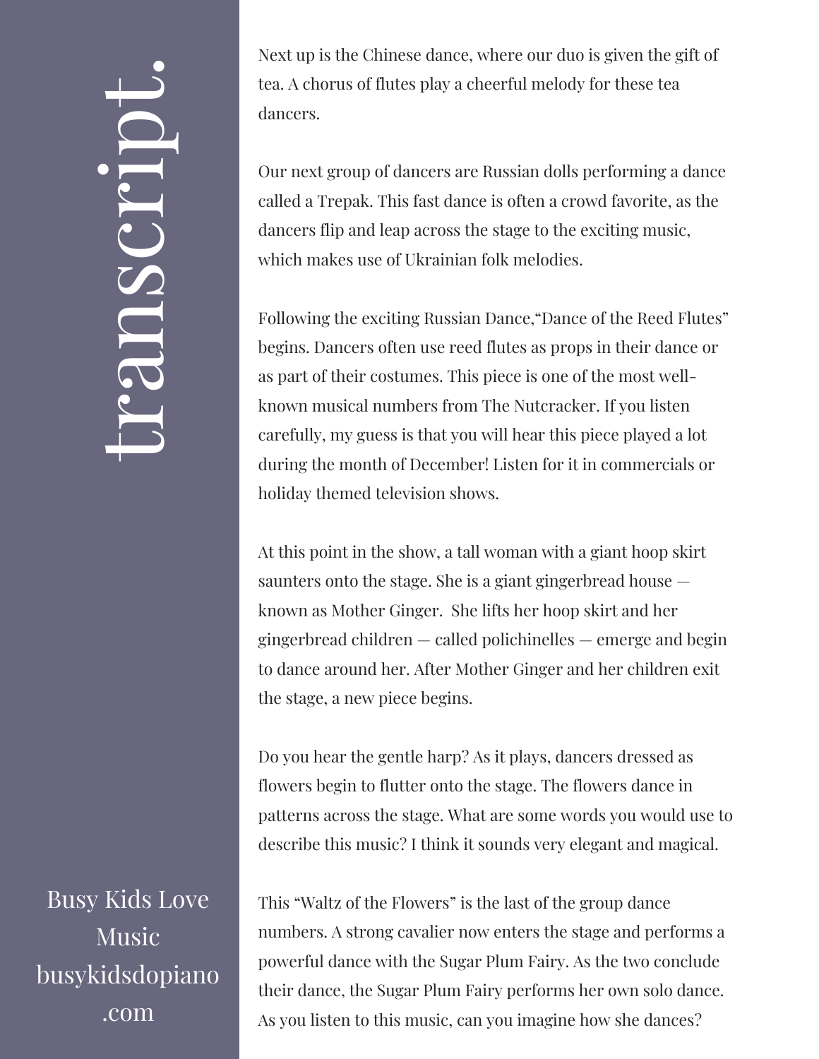Next up is the Chinese dance, where our duo is given the gift of tea. A chorus of flutes play a cheerful melody for these tea dancers.

Our next group of dancers are Russian dolls performing a dance called a Trepak. This fast dance is often a crowd favorite, as the dancers flip and leap across the stage to the exciting music, which makes use of Ukrainian folk melodies.

Following the exciting Russian Dance,"Dance of the Reed Flutes" begins. Dancers often use reed flutes as props in their dance or as part of their costumes. This piece is one of the most well-known musical numbers from The Nutcracker. If you listen carefully, my guess is that you will hear this piece played a lot during the month of December! Listen for it in commercials or holiday themed television shows.

At this point in the show, a tall woman with a giant hoop skirt saunters onto the stage. She is a giant gingerbread house — known as Mother Ginger. She lifts her hoop skirt and her gingerbread children — called polichinelles — emerge and begin to dance around her. After Mother Ginger and her children exit the stage, a new piece begins.

Do you hear the gentle harp? As it plays, dancers dressed as flowers begin to flutter onto the stage. The flowers dance in patterns across the stage. What are some words you would use to describe this music? I think it sounds very elegant and magical.

This "Waltz of the Flowers" is the last of the group dance numbers. A strong cavalier now enters the stage and performs a powerful dance with the Sugar Plum Fairy. As the two conclude their dance, the Sugar Plum Fairy performs her own solo dance. As you listen to this music, can you imagine how she dances?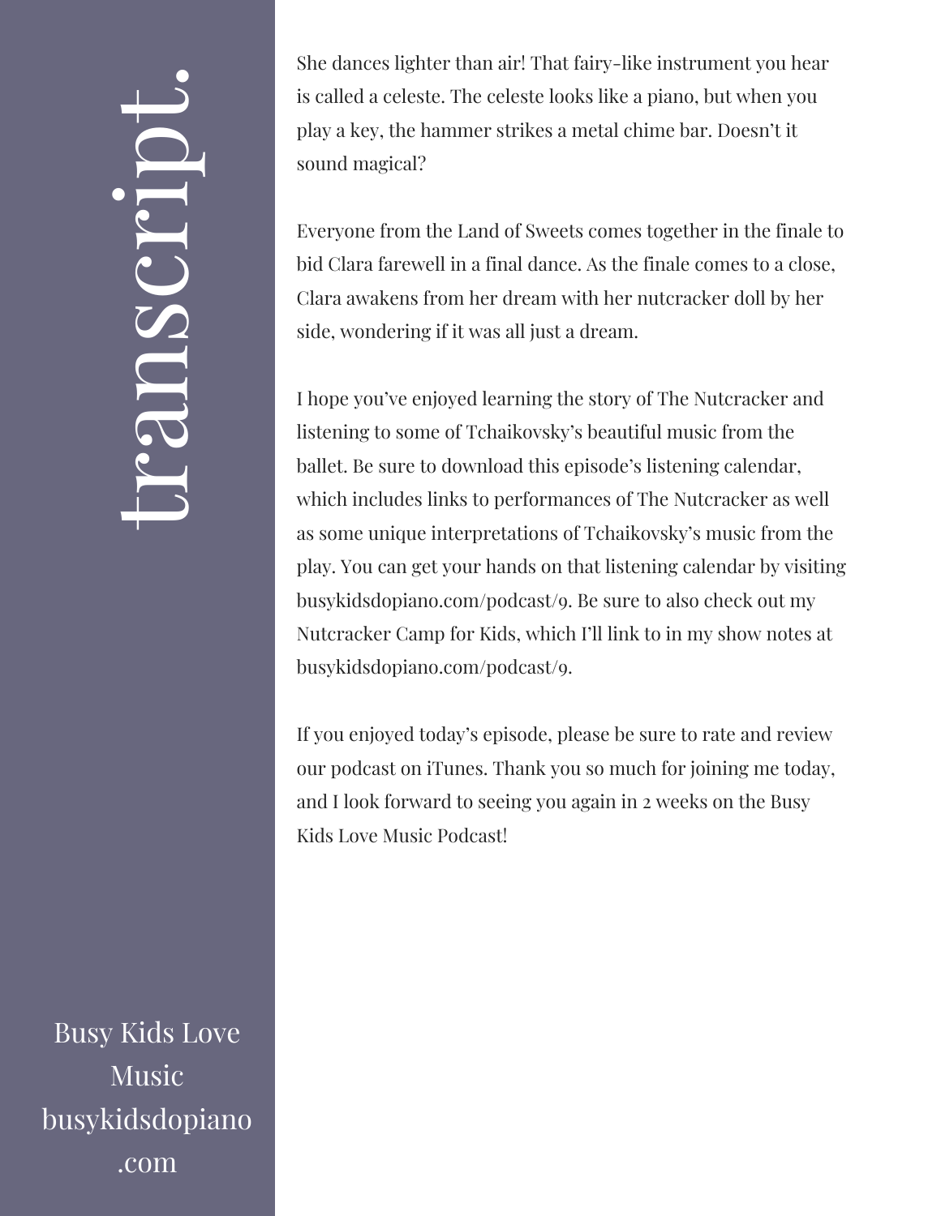She dances lighter than air! That fairy-like instrument you hear is called a celeste. The celeste looks like a piano, but when you play a key, the hammer strikes a metal chime bar. Doesn't it sound magical?

Everyone from the Land of Sweets comes together in the finale to bid Clara farewell in a final dance. As the finale comes to a close, Clara awakens from her dream with her nutcracker doll by her side, wondering if it was all just a dream.

I hope you've enjoyed learning the story of The Nutcracker and listening to some of Tchaikovsky's beautiful music from the ballet. Be sure to download this episode's listening calendar, which includes links to performances of The Nutcracker as well as some unique interpretations of Tchaikovsky's music from the play. You can get your hands on that listening calendar by visiting busykidsdopiano.com/podcast/9. Be sure to also check out my Nutcracker Camp for Kids, which I'll link to in my show notes at busykidsdopiano.com/podcast/9.

If you enjoyed today's episode, please be sure to rate and review our podcast on iTunes. Thank you so much for joining me today, and I look forward to seeing you again in 2 weeks on the Busy Kids Love Music Podcast!